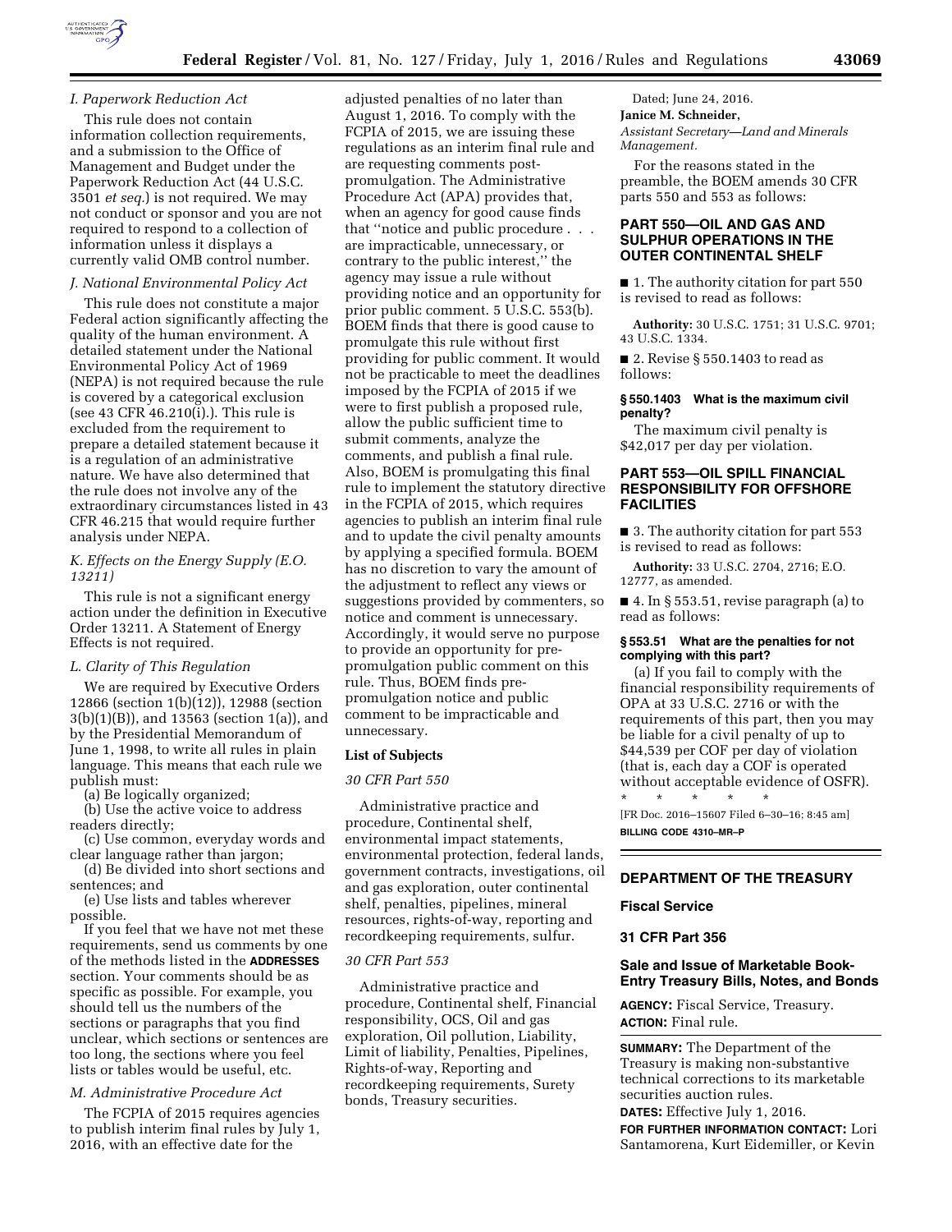### *I. Paperwork Reduction Act*

This rule does not contain information collection requirements, and a submission to the Office of Management and Budget under the Paperwork Reduction Act (44 U.S.C. 3501 *et seq.*) is not required. We may not conduct or sponsor and you are not required to respond to a collection of information unless it displays a currently valid OMB control number.

### *J. National Environmental Policy Act*

This rule does not constitute a major Federal action significantly affecting the quality of the human environment. A detailed statement under the National Environmental Policy Act of 1969 (NEPA) is not required because the rule is covered by a categorical exclusion (see 43 CFR 46.210(i).). This rule is excluded from the requirement to prepare a detailed statement because it is a regulation of an administrative nature. We have also determined that the rule does not involve any of the extraordinary circumstances listed in 43 CFR 46.215 that would require further analysis under NEPA.

### *K. Effects on the Energy Supply (E.O. 13211)*

This rule is not a significant energy action under the definition in Executive Order 13211. A Statement of Energy Effects is not required.

### *L. Clarity of This Regulation*

We are required by Executive Orders 12866 (section 1(b)(12)), 12988 (section 3(b)(1)(B)), and 13563 (section 1(a)), and by the Presidential Memorandum of June 1, 1998, to write all rules in plain language. This means that each rule we publish must:

(a) Be logically organized;

(b) Use the active voice to address readers directly;

(c) Use common, everyday words and clear language rather than jargon;

(d) Be divided into short sections and sentences; and

(e) Use lists and tables wherever possible.

If you feel that we have not met these requirements, send us comments by one of the methods listed in the **ADDRESSES** section. Your comments should be as specific as possible. For example, you should tell us the numbers of the sections or paragraphs that you find unclear, which sections or sentences are too long, the sections where you feel lists or tables would be useful, etc.

### *M. Administrative Procedure Act*

The FCPIA of 2015 requires agencies to publish interim final rules by July 1, 2016, with an effective date for the adjusted penalties of no later than August 1, 2016. To comply with the FCPIA of 2015, we are issuing these regulations as an interim final rule and are requesting comments post-promulgation. The Administrative Procedure Act (APA) provides that, when an agency for good cause finds that ''notice and public procedure . . . are impracticable, unnecessary, or contrary to the public interest,'' the agency may issue a rule without providing notice and an opportunity for prior public comment. 5 U.S.C. 553(b). BOEM finds that there is good cause to promulgate this rule without first providing for public comment. It would not be practicable to meet the deadlines imposed by the FCPIA of 2015 if we were to first publish a proposed rule, allow the public sufficient time to submit comments, analyze the comments, and publish a final rule. Also, BOEM is promulgating this final rule to implement the statutory directive in the FCPIA of 2015, which requires agencies to publish an interim final rule and to update the civil penalty amounts by applying a specified formula. BOEM has no discretion to vary the amount of the adjustment to reflect any views or suggestions provided by commenters, so notice and comment is unnecessary. Accordingly, it would serve no purpose to provide an opportunity for pre-promulgation public comment on this rule. Thus, BOEM finds pre-promulgation notice and public comment to be impracticable and unnecessary.

**List of Subjects**

*30 CFR Part 550*

Administrative practice and procedure, Continental shelf, environmental impact statements, environmental protection, federal lands, government contracts, investigations, oil and gas exploration, outer continental shelf, penalties, pipelines, mineral resources, rights-of-way, reporting and recordkeeping requirements, sulfur.

*30 CFR Part 553*

Administrative practice and procedure, Continental shelf, Financial responsibility, OCS, Oil and gas exploration, Oil pollution, Liability, Limit of liability, Penalties, Pipelines, Rights-of-way, Reporting and recordkeeping requirements, Surety bonds, Treasury securities.

Dated; June 24, 2016.

**Janice M. Schneider,**

*Assistant Secretary—Land and Minerals Management.*

For the reasons stated in the preamble, the BOEM amends 30 CFR parts 550 and 553 as follows:

## PART 550—OIL AND GAS AND SULPHUR OPERATIONS IN THE OUTER CONTINENTAL SHELF

■ 1. The authority citation for part 550 is revised to read as follows:

**Authority:** 30 U.S.C. 1751; 31 U.S.C. 9701; 43 U.S.C. 1334.

■ 2. Revise § 550.1403 to read as follows:

#### § 550.1403 What is the maximum civil penalty?

The maximum civil penalty is $42,017 per day per violation.

## PART 553—OIL SPILL FINANCIAL RESPONSIBILITY FOR OFFSHORE FACILITIES

■ 3. The authority citation for part 553 is revised to read as follows:

**Authority:** 33 U.S.C. 2704, 2716; E.O. 12777, as amended.

■ 4. In § 553.51, revise paragraph (a) to read as follows:

#### § 553.51 What are the penalties for not complying with this part?

(a) If you fail to comply with the financial responsibility requirements of OPA at 33 U.S.C. 2716 or with the requirements of this part, then you may be liable for a civil penalty of up to $44,539 per COF per day of violation (that is, each day a COF is operated without acceptable evidence of OSFR).

\* \* \* \* \*

[FR Doc. 2016–15607 Filed 6–30–16; 8:45 am]

**BILLING CODE 4310–MR–P**

---

## DEPARTMENT OF THE TREASURY

## Fiscal Service

## 31 CFR Part 356

## Sale and Issue of Marketable Book-Entry Treasury Bills, Notes, and Bonds

**AGENCY:** Fiscal Service, Treasury.

**ACTION:** Final rule.

**SUMMARY:** The Department of the Treasury is making non-substantive technical corrections to its marketable securities auction rules.

**DATES:** Effective July 1, 2016.

**FOR FURTHER INFORMATION CONTACT:** Lori Santamorena, Kurt Eidemiller, or Kevin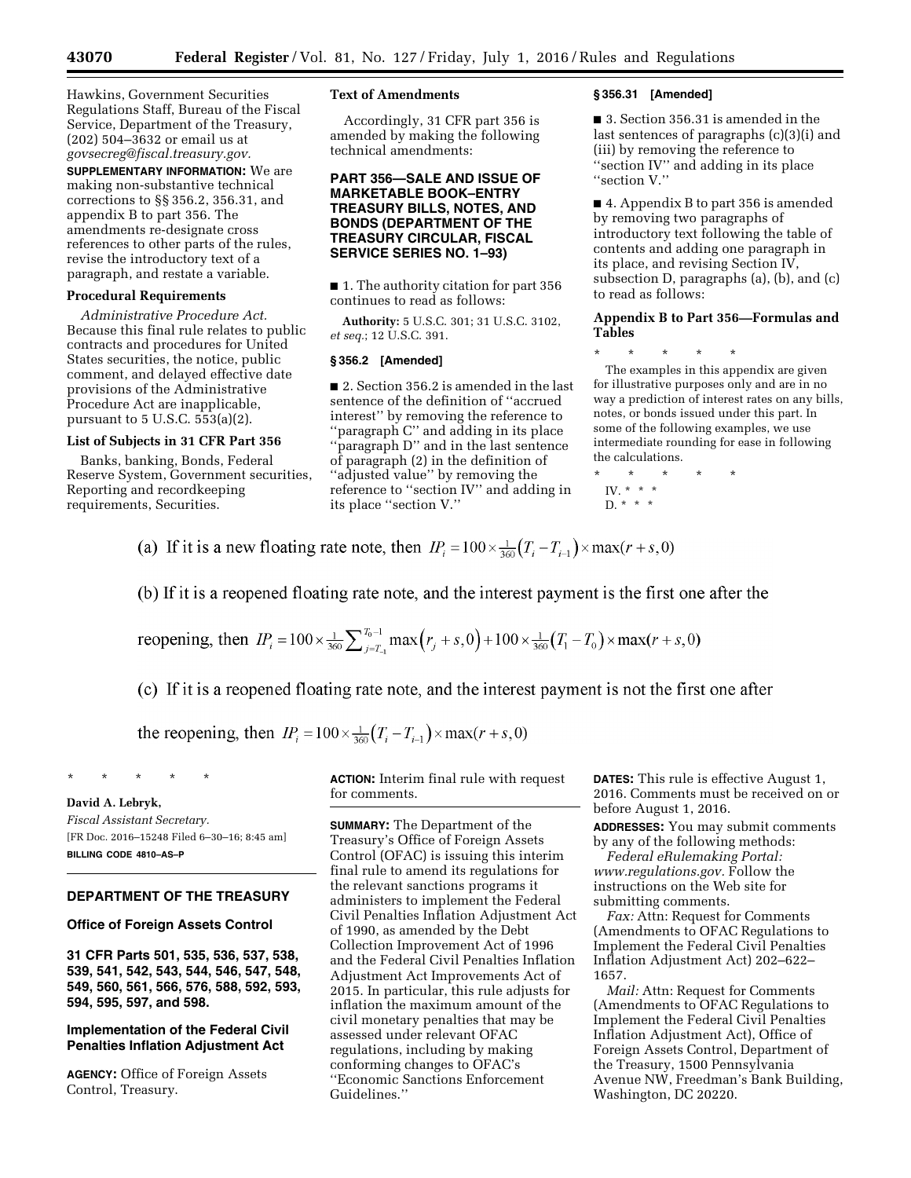Hawkins, Government Securities Regulations Staff, Bureau of the Fiscal Service, Department of the Treasury, (202) 504–3632 or email us at *govsecreg@fiscal.treasury.gov.*

**SUPPLEMENTARY INFORMATION:** We are making non-substantive technical corrections to §§ 356.2, 356.31, and appendix B to part 356. The amendments re-designate cross references to other parts of the rules, revise the introductory text of a paragraph, and restate a variable.

### Procedural Requirements

*Administrative Procedure Act.* Because this final rule relates to public contracts and procedures for United States securities, the notice, public comment, and delayed effective date provisions of the Administrative Procedure Act are inapplicable, pursuant to 5 U.S.C. 553(a)(2).

### List of Subjects in 31 CFR Part 356

Banks, banking, Bonds, Federal Reserve System, Government securities, Reporting and recordkeeping requirements, Securities.

### Text of Amendments

Accordingly, 31 CFR part 356 is amended by making the following technical amendments:

## PART 356—SALE AND ISSUE OF MARKETABLE BOOK–ENTRY TREASURY BILLS, NOTES, AND BONDS (DEPARTMENT OF THE TREASURY CIRCULAR, FISCAL SERVICE SERIES NO. 1–93)

■ 1. The authority citation for part 356 continues to read as follows:

**Authority:** 5 U.S.C. 301; 31 U.S.C. 3102, *et seq.*; 12 U.S.C. 391.

### § 356.2 [Amended]

■ 2. Section 356.2 is amended in the last sentence of the definition of ''accrued interest'' by removing the reference to ''paragraph C'' and adding in its place ''paragraph D'' and in the last sentence of paragraph (2) in the definition of ''adjusted value'' by removing the reference to ''section IV'' and adding in its place ''section V.''

### § 356.31 [Amended]

■ 3. Section 356.31 is amended in the last sentences of paragraphs (c)(3)(i) and (iii) by removing the reference to ''section IV'' and adding in its place ''section V.''

■ 4. Appendix B to part 356 is amended by removing two paragraphs of introductory text following the table of contents and adding one paragraph in its place, and revising Section IV, subsection D, paragraphs (a), (b), and (c) to read as follows:

### Appendix B to Part 356—Formulas and Tables

\* \* \* \* \*

The examples in this appendix are given for illustrative purposes only and are in no way a prediction of interest rates on any bills, notes, or bonds issued under this part. In some of the following examples, we use intermediate rounding for ease in following the calculations.

\* \* \* \* \*

IV. \* \* \*

D. \* \* \*

(a) If it is a new floating rate note, then $IP_i = 100 \times \frac{1}{360}\left(T_i - T_{i-1}\right) \times \max(r+s,0)$

(b) If it is a reopened floating rate note, and the interest payment is the first one after the reopening, then $IP_i = 100 \times \frac{1}{360}\sum_{j=T_{-1}}^{T_0 - 1} \max\left(r_j + s, 0\right) + 100 \times \frac{1}{360}\left(T_1 - T_0\right) \times \max(r+s,0)$

(c) If it is a reopened floating rate note, and the interest payment is not the first one after the reopening, then $IP_i = 100 \times \frac{1}{360}\left(T_i - T_{i-1}\right) \times \max(r+s,0)$

\* \* \* \* \*

**David A. Lebryk,**

*Fiscal Assistant Secretary.*

[FR Doc. 2016–15248 Filed 6–30–16; 8:45 am]

**BILLING CODE 4810–AS–P**

---

## DEPARTMENT OF THE TREASURY

### Office of Foreign Assets Control

### 31 CFR Parts 501, 535, 536, 537, 538, 539, 541, 542, 543, 544, 546, 547, 548, 549, 560, 561, 566, 576, 588, 592, 593, 594, 595, 597, and 598.

### Implementation of the Federal Civil Penalties Inflation Adjustment Act

**AGENCY:** Office of Foreign Assets Control, Treasury.

**ACTION:** Interim final rule with request for comments.

**SUMMARY:** The Department of the Treasury's Office of Foreign Assets Control (OFAC) is issuing this interim final rule to amend its regulations for the relevant sanctions programs it administers to implement the Federal Civil Penalties Inflation Adjustment Act of 1990, as amended by the Debt Collection Improvement Act of 1996 and the Federal Civil Penalties Inflation Adjustment Act Improvements Act of 2015. In particular, this rule adjusts for inflation the maximum amount of the civil monetary penalties that may be assessed under relevant OFAC regulations, including by making conforming changes to OFAC's ''Economic Sanctions Enforcement Guidelines.''

**DATES:** This rule is effective August 1, 2016. Comments must be received on or before August 1, 2016.

**ADDRESSES:** You may submit comments by any of the following methods:

*Federal eRulemaking Portal: www.regulations.gov.* Follow the instructions on the Web site for submitting comments.

*Fax:* Attn: Request for Comments (Amendments to OFAC Regulations to Implement the Federal Civil Penalties Inflation Adjustment Act) 202–622–1657.

*Mail:* Attn: Request for Comments (Amendments to OFAC Regulations to Implement the Federal Civil Penalties Inflation Adjustment Act), Office of Foreign Assets Control, Department of the Treasury, 1500 Pennsylvania Avenue NW, Freedman's Bank Building, Washington, DC 20220.